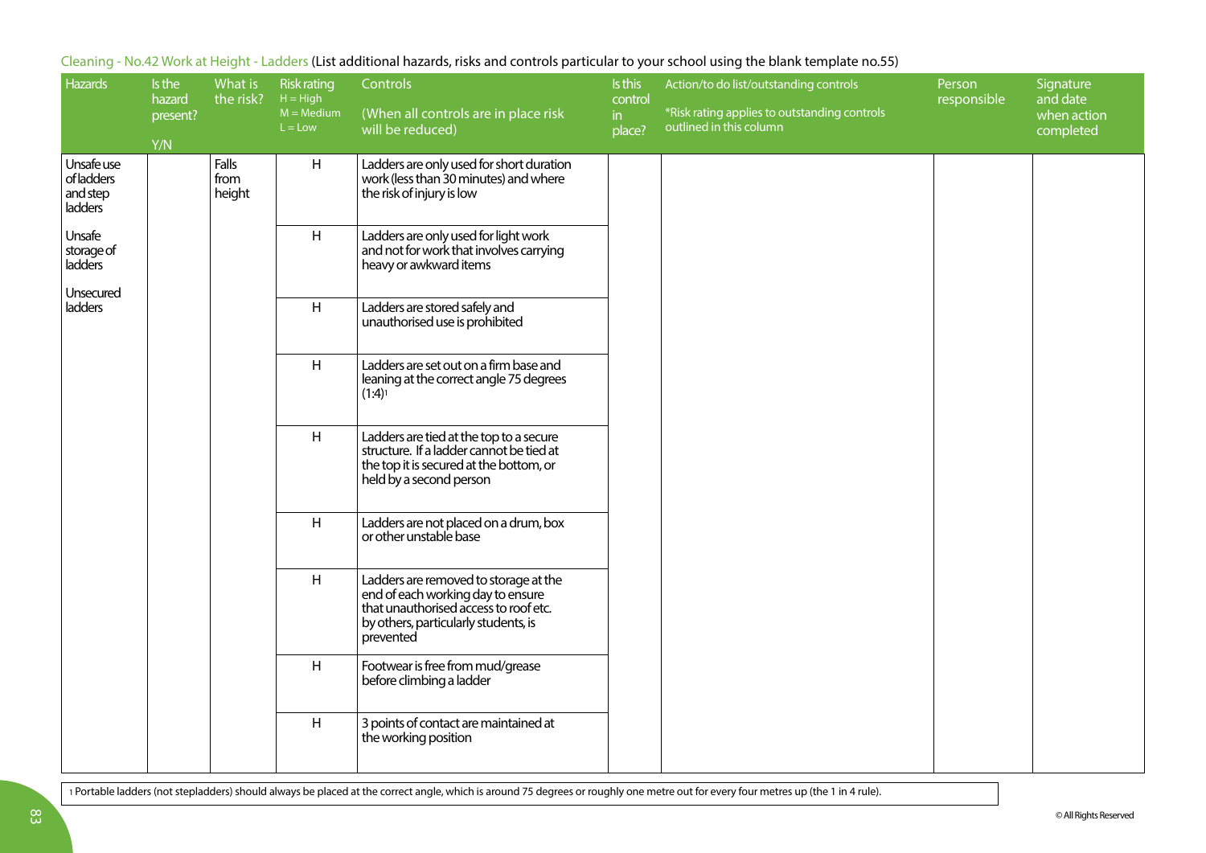Cleaning - No.42 Work at Height - Ladders (List additional hazards, risks and controls particular to your school using the blank template no.55)

| Hazards | Is the hazard present? Y/N | What is the risk? | Risk rating H = High M = Medium L = Low | Controls (When all controls are in place risk will be reduced) | Is this control in place? | Action/to do list/outstanding controls *Risk rating applies to outstanding controls outlined in this column | Person responsible | Signature and date when action completed |
|---|---|---|---|---|---|---|---|---|
| Unsafe use of ladders and step ladders<br><br>Unsafe storage of ladders<br><br>Unsecured ladders | | Falls from height | H | Ladders are only used for short duration work (less than 30 minutes) and where the risk of injury is low | | | | |
| | | | H | Ladders are only used for light work and not for work that involves carrying heavy or awkward items | | | | |
| | | | H | Ladders are stored safely and unauthorised use is prohibited | | | | |
| | | | H | Ladders are set out on a firm base and leaning at the correct angle 75 degrees (1:4)[1] | | | | |
| | | | H | Ladders are tied at the top to a secure structure. If a ladder cannot be tied at the top it is secured at the bottom, or held by a second person | | | | |
| | | | H | Ladders are not placed on a drum, box or other unstable base | | | | |
| | | | H | Ladders are removed to storage at the end of each working day to ensure that unauthorised access to roof etc. by others, particularly students, is prevented | | | | |
| | | | H | Footwear is free from mud/grease before climbing a ladder | | | | |
| | | | H | 3 points of contact are maintained at the working position | | | | |

[1] Portable ladders (not stepladders) should always be placed at the correct angle, which is around 75 degrees or roughly one metre out for every four metres up (the 1 in 4 rule).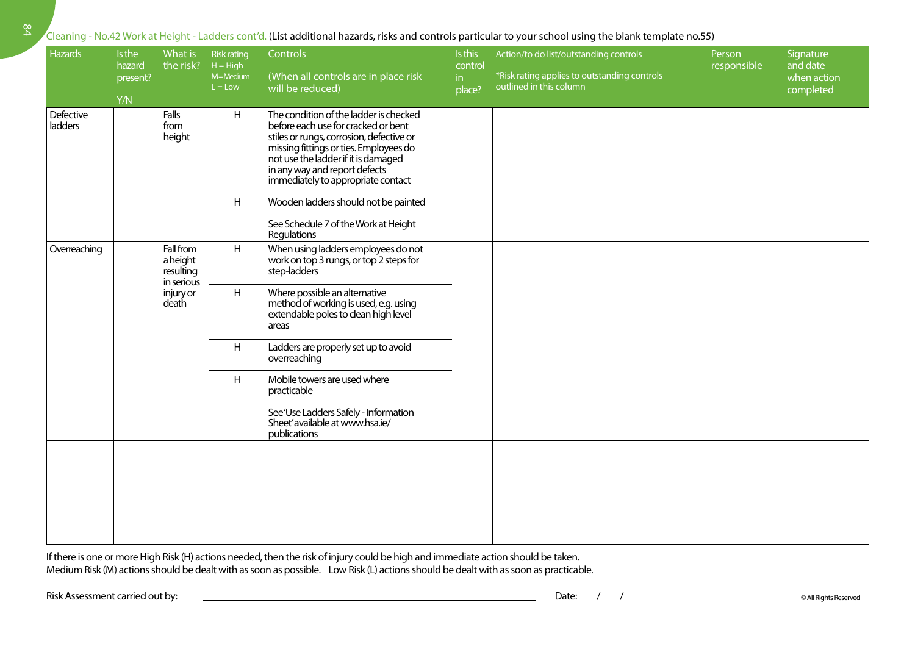Cleaning - No.42 Work at Height - Ladders cont'd. (List additional hazards, risks and controls particular to your school using the blank template no.55)

| Hazards | Is the hazard present? Y/N | What is the risk? | Risk rating H = High M=Medium L = Low | Controls (When all controls are in place risk will be reduced) | Is this control in place? | Action/to do list/outstanding controls *Risk rating applies to outstanding controls outlined in this column | Person responsible | Signature and date when action completed |
|---|---|---|---|---|---|---|---|---|
| Defective ladders | | Falls from height | H | The condition of the ladder is checked before each use for cracked or bent stiles or rungs, corrosion, defective or missing fittings or ties. Employees do not use the ladder if it is damaged in any way and report defects immediately to appropriate contact | | | | |
| | | | H | Wooden ladders should not be painted See Schedule 7 of the Work at Height Regulations | | | | |
| Overreaching | | Fall from a height resulting in serious injury or death | H | When using ladders employees do not work on top 3 rungs, or top 2 steps for step-ladders | | | | |
| | | | H | Where possible an alternative method of working is used, e.g. using extendable poles to clean high level areas | | | | |
| | | | H | Ladders are properly set up to avoid overreaching | | | | |
| | | | H | Mobile towers are used where practicable See 'Use Ladders Safely - Information Sheet' available at www.hsa.ie/publications | | | | |
| | | | | | | | | |

If there is one or more High Risk (H) actions needed, then the risk of injury could be high and immediate action should be taken.
Medium Risk (M) actions should be dealt with as soon as possible. Low Risk (L) actions should be dealt with as soon as practicable.

Risk Assessment carried out by: ______________________________ Date: / /

© All Rights Reserved